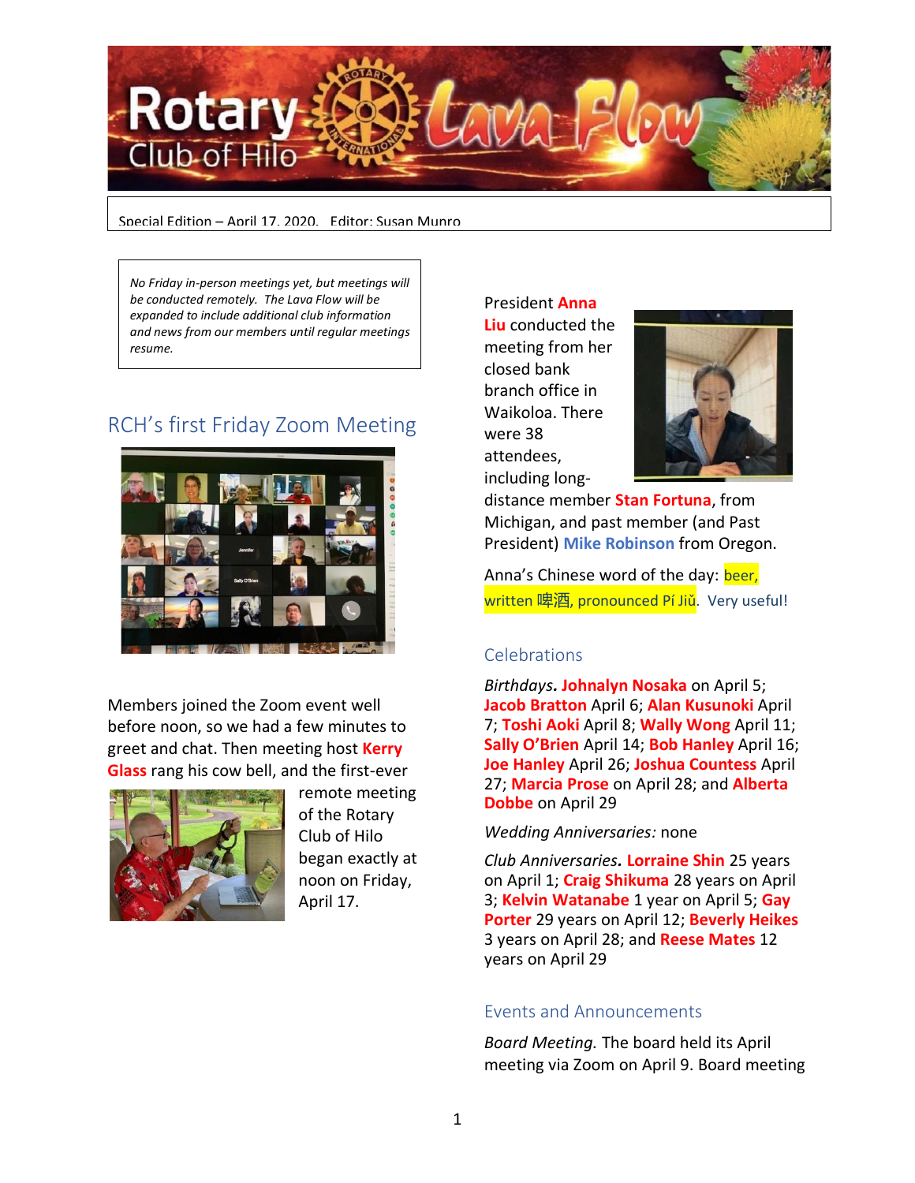# Rotary Club of Hilo Lava Flow

Special Edition – April 17, 2020. Editor: Susan Munro

*No Friday in-person meetings yet, but meetings will be conducted remotely. The Lava Flow will be expanded to include additional club information and news from our members until regular meetings resume.*

## RCH's first Friday Zoom Meeting

Members joined the Zoom event well before noon, so we had a few minutes to greet and chat. Then meeting host **Kerry Glass** rang his cow bell, and the first-ever remote meeting of the Rotary Club of Hilo began exactly at noon on Friday, April 17.

President **Anna Liu** conducted the meeting from her closed bank branch office in Waikoloa. There were 38 attendees, including long-distance member **Stan Fortuna**, from Michigan, and past member (and Past President) **Mike Robinson** from Oregon.

Anna's Chinese word of the day: beer, written 啤酒, pronounced Pí Jiǔ. Very useful!

### Celebrations

*Birthdays.* **Johnalyn Nosaka** on April 5; **Jacob Bratton** April 6; **Alan Kusunoki** April 7; **Toshi Aoki** April 8; **Wally Wong** April 11; **Sally O'Brien** April 14; **Bob Hanley** April 16; **Joe Hanley** April 26; **Joshua Countess** April 27; **Marcia Prose** on April 28; and **Alberta Dobbe** on April 29

*Wedding Anniversaries:* none

*Club Anniversaries.* **Lorraine Shin** 25 years on April 1; **Craig Shikuma** 28 years on April 3; **Kelvin Watanabe** 1 year on April 5; **Gay Porter** 29 years on April 12; **Beverly Heikes** 3 years on April 28; and **Reese Mates** 12 years on April 29

### Events and Announcements

*Board Meeting.* The board held its April meeting via Zoom on April 9. Board meeting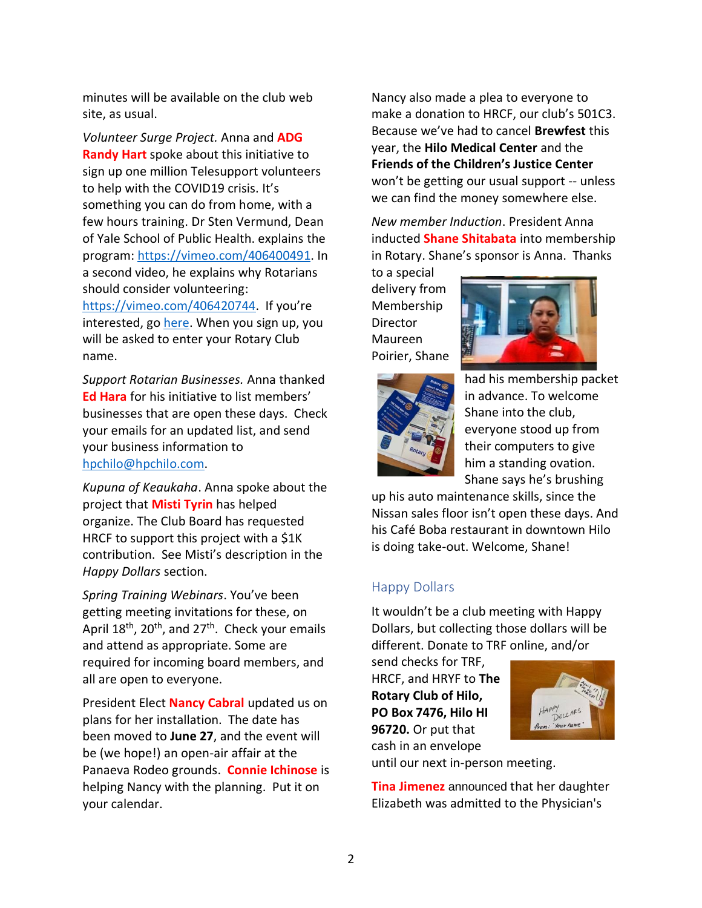minutes will be available on the club web site, as usual.

*Volunteer Surge Project.* Anna and **ADG Randy Hart** spoke about this initiative to sign up one million Telesupport volunteers to help with the COVID19 crisis. It's something you can do from home, with a few hours training. Dr Sten Vermund, Dean of Yale School of Public Health. explains the program: https://vimeo.com/406400491. In a second video, he explains why Rotarians should consider volunteering: https://vimeo.com/406420744. If you're interested, go here. When you sign up, you will be asked to enter your Rotary Club name.

*Support Rotarian Businesses.* Anna thanked **Ed Hara** for his initiative to list members' businesses that are open these days. Check your emails for an updated list, and send your business information to hpchilo@hpchilo.com.

*Kupuna of Keaukaha*. Anna spoke about the project that **Misti Tyrin** has helped organize. The Club Board has requested HRCF to support this project with a $1K contribution. See Misti's description in the *Happy Dollars* section.

*Spring Training Webinars*. You've been getting meeting invitations for these, on April 18th, 20th, and 27th. Check your emails and attend as appropriate. Some are required for incoming board members, and all are open to everyone.

President Elect **Nancy Cabral** updated us on plans for her installation. The date has been moved to **June 27**, and the event will be (we hope!) an open-air affair at the Panaeva Rodeo grounds. **Connie Ichinose** is helping Nancy with the planning. Put it on your calendar.

Nancy also made a plea to everyone to make a donation to HRCF, our club's 501C3. Because we've had to cancel **Brewfest** this year, the **Hilo Medical Center** and the **Friends of the Children's Justice Center** won't be getting our usual support -- unless we can find the money somewhere else.

*New member Induction*. President Anna inducted **Shane Shitabata** into membership in Rotary. Shane's sponsor is Anna. Thanks to a special delivery from Membership Director Maureen Poirier, Shane had his membership packet in advance. To welcome Shane into the club, everyone stood up from their computers to give him a standing ovation. Shane says he's brushing up his auto maintenance skills, since the Nissan sales floor isn't open these days. And his Café Boba restaurant in downtown Hilo is doing take-out. Welcome, Shane!

## Happy Dollars

It wouldn't be a club meeting with Happy Dollars, but collecting those dollars will be different. Donate to TRF online, and/or send checks for TRF, HRCF, and HRYF to **The Rotary Club of Hilo, PO Box 7476, Hilo HI 96720.** Or put that cash in an envelope until our next in-person meeting.

**Tina Jimenez** announced that her daughter Elizabeth was admitted to the Physician's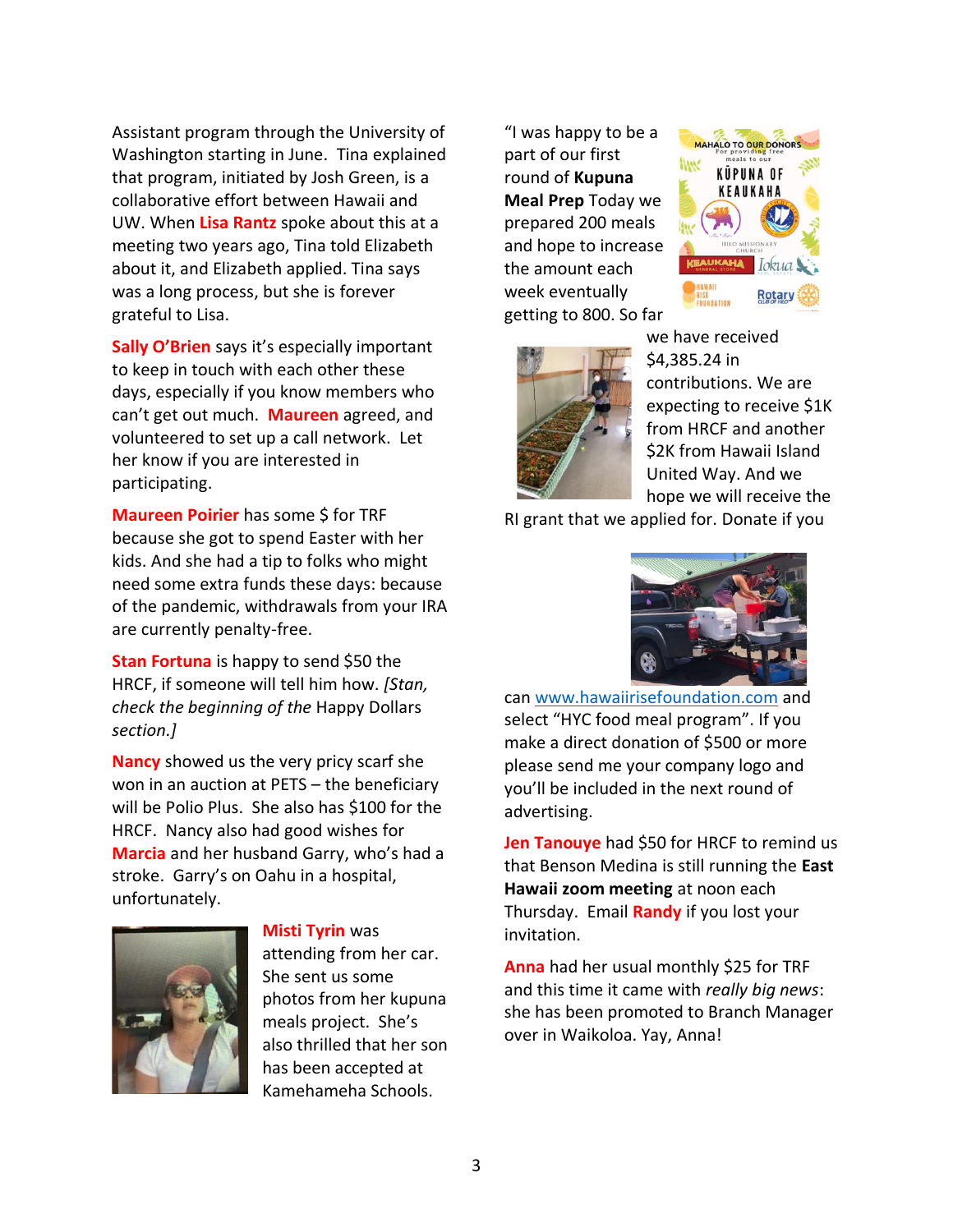Assistant program through the University of Washington starting in June. Tina explained that program, initiated by Josh Green, is a collaborative effort between Hawaii and UW. When **Lisa Rantz** spoke about this at a meeting two years ago, Tina told Elizabeth about it, and Elizabeth applied. Tina says was a long process, but she is forever grateful to Lisa.

**Sally O'Brien** says it's especially important to keep in touch with each other these days, especially if you know members who can't get out much. **Maureen** agreed, and volunteered to set up a call network. Let her know if you are interested in participating.

**Maureen Poirier** has some $ for TRF because she got to spend Easter with her kids. And she had a tip to folks who might need some extra funds these days: because of the pandemic, withdrawals from your IRA are currently penalty-free.

**Stan Fortuna** is happy to send $50 the HRCF, if someone will tell him how. *[Stan, check the beginning of the* Happy Dollars *section.]*

**Nancy** showed us the very pricy scarf she won in an auction at PETS – the beneficiary will be Polio Plus. She also has $100 for the HRCF. Nancy also had good wishes for **Marcia** and her husband Garry, who's had a stroke. Garry's on Oahu in a hospital, unfortunately.

**Misti Tyrin** was attending from her car. She sent us some photos from her kupuna meals project. She's also thrilled that her son has been accepted at Kamehameha Schools.

"I was happy to be a part of our first round of **Kupuna Meal Prep** Today we prepared 200 meals and hope to increase the amount each week eventually getting to 800. So far we have received $4,385.24 in contributions. We are expecting to receive $1K from HRCF and another $2K from Hawaii Island United Way. And we hope we will receive the RI grant that we applied for. Donate if you can www.hawaiirisefoundation.com and select "HYC food meal program". If you make a direct donation of $500 or more please send me your company logo and you'll be included in the next round of advertising.

**Jen Tanouye** had $50 for HRCF to remind us that Benson Medina is still running the **East Hawaii zoom meeting** at noon each Thursday. Email **Randy** if you lost your invitation.

**Anna** had her usual monthly $25 for TRF and this time it came with *really big news*: she has been promoted to Branch Manager over in Waikoloa. Yay, Anna!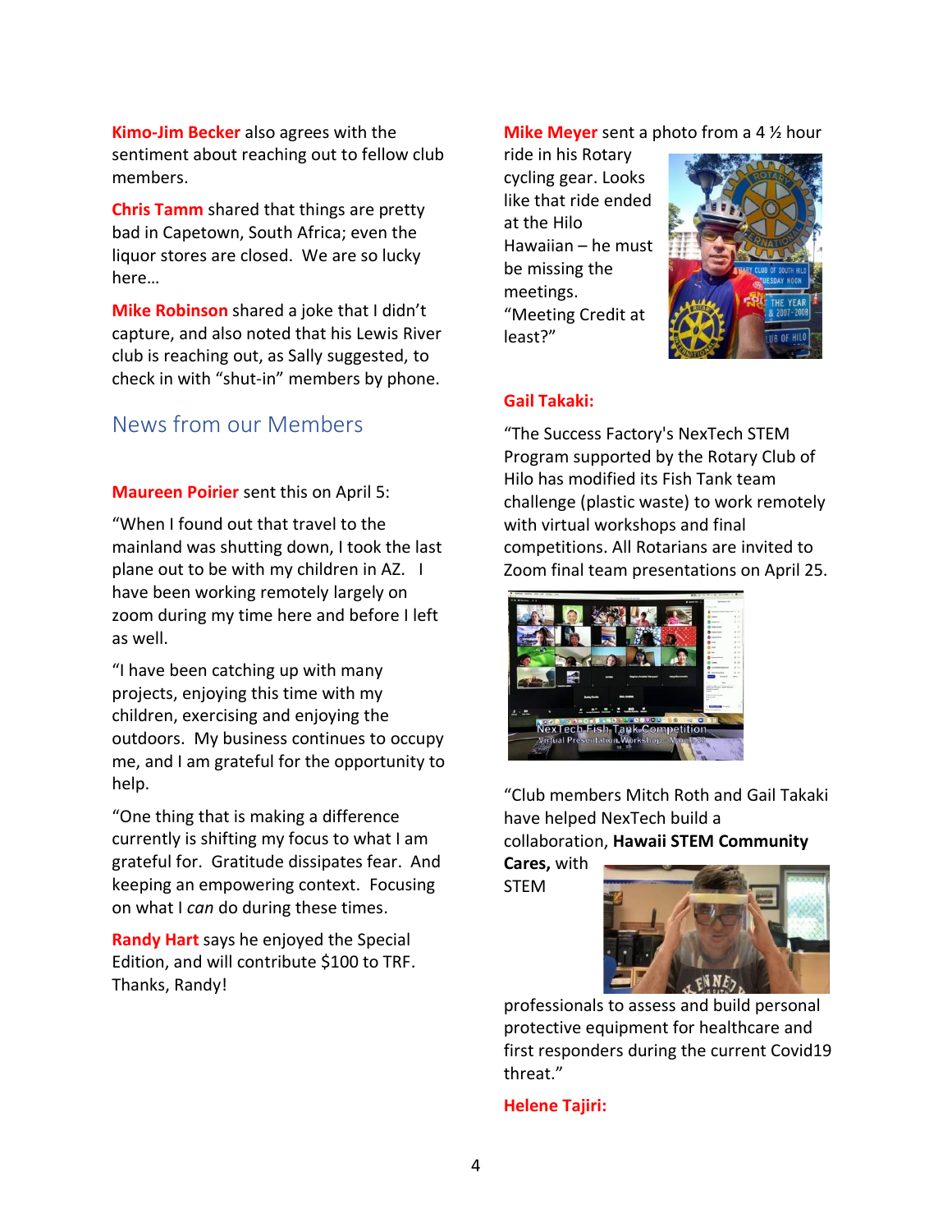**Kimo-Jim Becker** also agrees with the sentiment about reaching out to fellow club members.

**Chris Tamm** shared that things are pretty bad in Capetown, South Africa; even the liquor stores are closed. We are so lucky here…

**Mike Robinson** shared a joke that I didn't capture, and also noted that his Lewis River club is reaching out, as Sally suggested, to check in with "shut-in" members by phone.

## News from our Members

**Maureen Poirier** sent this on April 5:

"When I found out that travel to the mainland was shutting down, I took the last plane out to be with my children in AZ. I have been working remotely largely on zoom during my time here and before I left as well.

"I have been catching up with many projects, enjoying this time with my children, exercising and enjoying the outdoors. My business continues to occupy me, and I am grateful for the opportunity to help.

"One thing that is making a difference currently is shifting my focus to what I am grateful for. Gratitude dissipates fear. And keeping an empowering context. Focusing on what I *can* do during these times.

**Randy Hart** says he enjoyed the Special Edition, and will contribute $100 to TRF. Thanks, Randy!

**Mike Meyer** sent a photo from a 4 ½ hour ride in his Rotary cycling gear. Looks like that ride ended at the Hilo Hawaiian – he must be missing the meetings. "Meeting Credit at least?"

**Gail Takaki:**

"The Success Factory's NexTech STEM Program supported by the Rotary Club of Hilo has modified its Fish Tank team challenge (plastic waste) to work remotely with virtual workshops and final competitions. All Rotarians are invited to Zoom final team presentations on April 25.

"Club members Mitch Roth and Gail Takaki have helped NexTech build a collaboration, **Hawaii STEM Community Cares,** with STEM professionals to assess and build personal protective equipment for healthcare and first responders during the current Covid19 threat."

**Helene Tajiri:**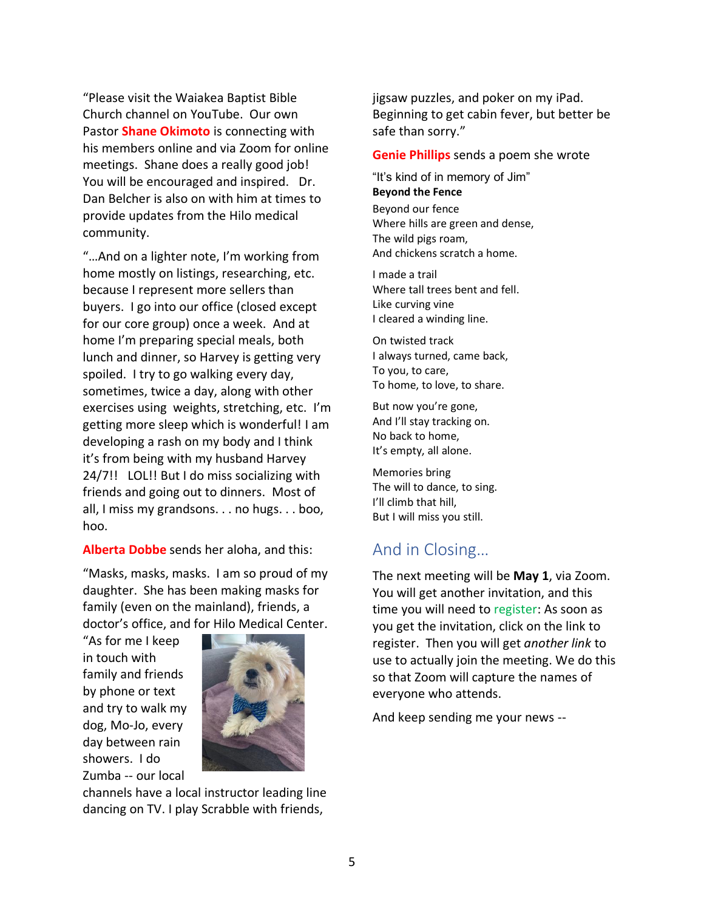"Please visit the Waiakea Baptist Bible Church channel on YouTube. Our own Pastor **Shane Okimoto** is connecting with his members online and via Zoom for online meetings. Shane does a really good job! You will be encouraged and inspired. Dr. Dan Belcher is also on with him at times to provide updates from the Hilo medical community.

"…And on a lighter note, I'm working from home mostly on listings, researching, etc. because I represent more sellers than buyers. I go into our office (closed except for our core group) once a week. And at home I'm preparing special meals, both lunch and dinner, so Harvey is getting very spoiled. I try to go walking every day, sometimes, twice a day, along with other exercises using weights, stretching, etc. I'm getting more sleep which is wonderful! I am developing a rash on my body and I think it's from being with my husband Harvey 24/7!! LOL!! But I do miss socializing with friends and going out to dinners. Most of all, I miss my grandsons. . . no hugs. . . boo, hoo.

**Alberta Dobbe** sends her aloha, and this:

"Masks, masks, masks. I am so proud of my daughter. She has been making masks for family (even on the mainland), friends, a doctor's office, and for Hilo Medical Center.

"As for me I keep in touch with family and friends by phone or text and try to walk my dog, Mo-Jo, every day between rain showers. I do Zumba -- our local channels have a local instructor leading line dancing on TV. I play Scrabble with friends, jigsaw puzzles, and poker on my iPad. Beginning to get cabin fever, but better be safe than sorry."

**Genie Phillips** sends a poem she wrote

"It's kind of in memory of Jim"

**Beyond the Fence**

Beyond our fence
Where hills are green and dense,
The wild pigs roam,
And chickens scratch a home.

I made a trail
Where tall trees bent and fell.
Like curving vine
I cleared a winding line.

On twisted track
I always turned, came back,
To you, to care,
To home, to love, to share.

But now you're gone,
And I'll stay tracking on.
No back to home,
It's empty, all alone.

Memories bring
The will to dance, to sing.
I'll climb that hill,
But I will miss you still.

## And in Closing…

The next meeting will be **May 1**, via Zoom. You will get another invitation, and this time you will need to register: As soon as you get the invitation, click on the link to register. Then you will get *another link* to use to actually join the meeting. We do this so that Zoom will capture the names of everyone who attends.

And keep sending me your news --